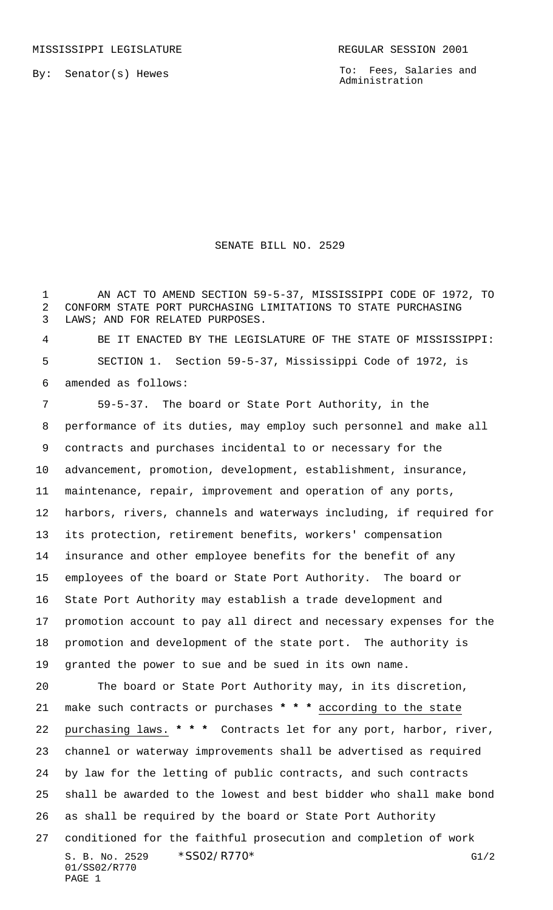MISSISSIPPI LEGISLATURE REGULAR SESSION 2001

By: Senator(s) Hewes

To: Fees, Salaries and Administration

# SENATE BILL NO. 2529

AN ACT TO AMEND SECTION 59-5-37, MISSISSIPPI CODE OF 1972, TO CONFORM STATE PORT PURCHASING LIMITATIONS TO STATE PURCHASING LAWS; AND FOR RELATED PURPOSES.

BE IT ENACTED BY THE LEGISLATURE OF THE STATE OF MISSISSIPPI:

SECTION 1. Section 59-5-37, Mississippi Code of 1972, is amended as follows:

59-5-37. The board or State Port Authority, in the performance of its duties, may employ such personnel and make all contracts and purchases incidental to or necessary for the advancement, promotion, development, establishment, insurance, maintenance, repair, improvement and operation of any ports, harbors, rivers, channels and waterways including, if required for its protection, retirement benefits, workers' compensation insurance and other employee benefits for the benefit of any employees of the board or State Port Authority. The board or State Port Authority may establish a trade development and promotion account to pay all direct and necessary expenses for the promotion and development of the state port. The authority is granted the power to sue and be sued in its own name.

The board or State Port Authority may, in its discretion, make such contracts or purchases * * * according to the state purchasing laws. * * * Contracts let for any port, harbor, river, channel or waterway improvements shall be advertised as required by law for the letting of public contracts, and such contracts shall be awarded to the lowest and best bidder who shall make bond as shall be required by the board or State Port Authority conditioned for the faithful prosecution and completion of work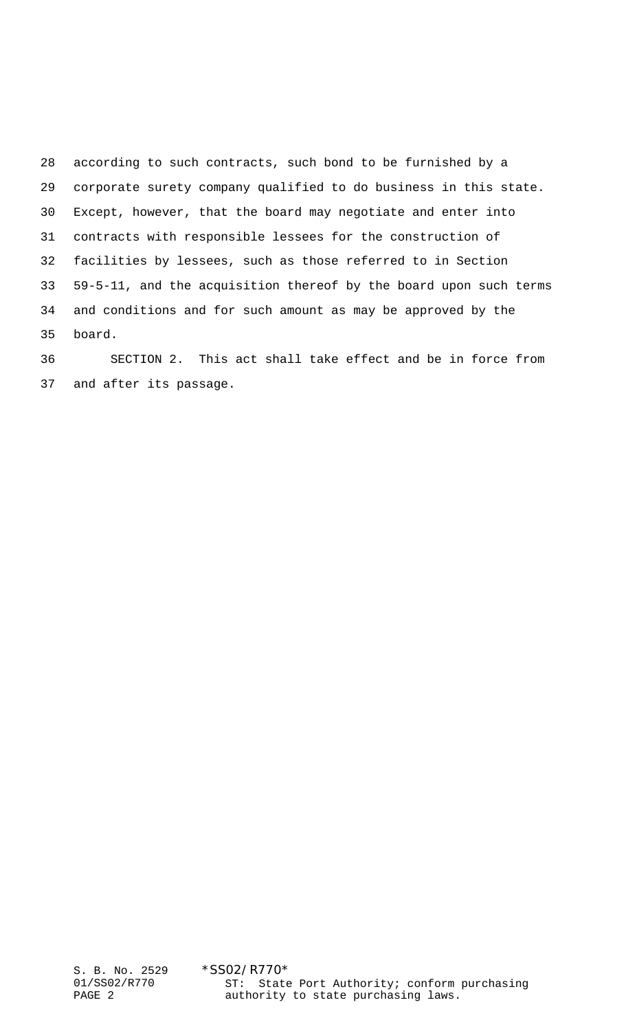according to such contracts, such bond to be furnished by a corporate surety company qualified to do business in this state. Except, however, that the board may negotiate and enter into contracts with responsible lessees for the construction of facilities by lessees, such as those referred to in Section 59-5-11, and the acquisition thereof by the board upon such terms and conditions and for such amount as may be approved by the board.

SECTION 2. This act shall take effect and be in force from and after its passage.